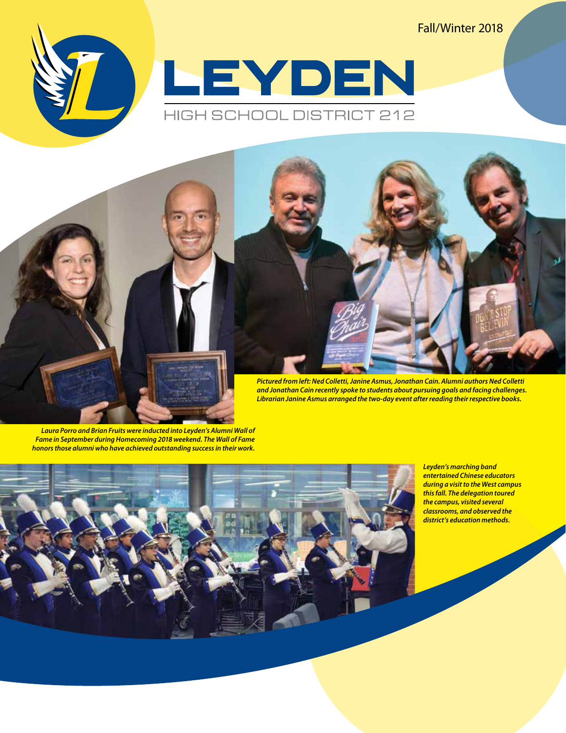Fall/Winter 2018

# LEYDEN

HIGH SCHOOL DISTRICT 212

*Pictured from left: Ned Colletti, Janine Asmus, Jonathan Cain. Alumni authors Ned Colletti and Jonathan Cain recently spoke to students about pursuing goals and facing challenges. Librarian Janine Asmus arranged the two-day event after reading their respective books.*

*Laura Porro and Brian Fruits were inducted into Leyden's Alumni Wall of Fame in September during Homecoming 2018 weekend. The Wall of Fame honors those alumni who have achieved outstanding success in their work.*

*Leyden's marching band entertained Chinese educators during a visit to the West campus this fall. The delegation toured the campus, visited several classrooms, and observed the district's education methods.*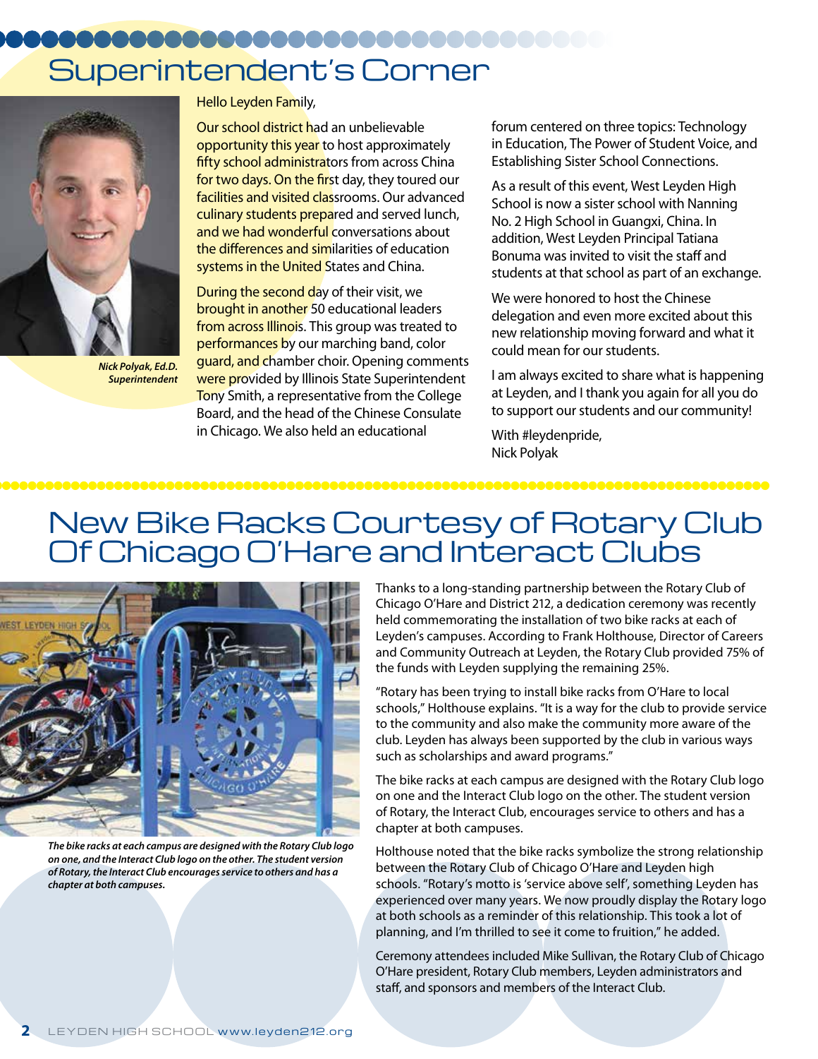# Superintendent's Corner

*Nick Polyak, Ed.D.*
*Superintendent*

Hello Leyden Family,

Our school district had an unbelievable opportunity this year to host approximately fifty school administrators from across China for two days. On the first day, they toured our facilities and visited classrooms. Our advanced culinary students prepared and served lunch, and we had wonderful conversations about the differences and similarities of education systems in the United States and China.

During the second day of their visit, we brought in another 50 educational leaders from across Illinois. This group was treated to performances by our marching band, color guard, and chamber choir. Opening comments were provided by Illinois State Superintendent Tony Smith, a representative from the College Board, and the head of the Chinese Consulate in Chicago. We also held an educational forum centered on three topics: Technology in Education, The Power of Student Voice, and Establishing Sister School Connections.

As a result of this event, West Leyden High School is now a sister school with Nanning No. 2 High School in Guangxi, China. In addition, West Leyden Principal Tatiana Bonuma was invited to visit the staff and students at that school as part of an exchange.

We were honored to host the Chinese delegation and even more excited about this new relationship moving forward and what it could mean for our students.

I am always excited to share what is happening at Leyden, and I thank you again for all you do to support our students and our community!

With #leydenpride,
Nick Polyak

# New Bike Racks Courtesy of Rotary Club Of Chicago O'Hare and Interact Clubs

*The bike racks at each campus are designed with the Rotary Club logo on one, and the Interact Club logo on the other. The student version of Rotary, the Interact Club encourages service to others and has a chapter at both campuses.*

Thanks to a long-standing partnership between the Rotary Club of Chicago O'Hare and District 212, a dedication ceremony was recently held commemorating the installation of two bike racks at each of Leyden's campuses. According to Frank Holthouse, Director of Careers and Community Outreach at Leyden, the Rotary Club provided 75% of the funds with Leyden supplying the remaining 25%.

"Rotary has been trying to install bike racks from O'Hare to local schools," Holthouse explains. "It is a way for the club to provide service to the community and also make the community more aware of the club. Leyden has always been supported by the club in various ways such as scholarships and award programs."

The bike racks at each campus are designed with the Rotary Club logo on one and the Interact Club logo on the other. The student version of Rotary, the Interact Club, encourages service to others and has a chapter at both campuses.

Holthouse noted that the bike racks symbolize the strong relationship between the Rotary Club of Chicago O'Hare and Leyden high schools. "Rotary's motto is 'service above self', something Leyden has experienced over many years. We now proudly display the Rotary logo at both schools as a reminder of this relationship. This took a lot of planning, and I'm thrilled to see it come to fruition," he added.

Ceremony attendees included Mike Sullivan, the Rotary Club of Chicago O'Hare president, Rotary Club members, Leyden administrators and staff, and sponsors and members of the Interact Club.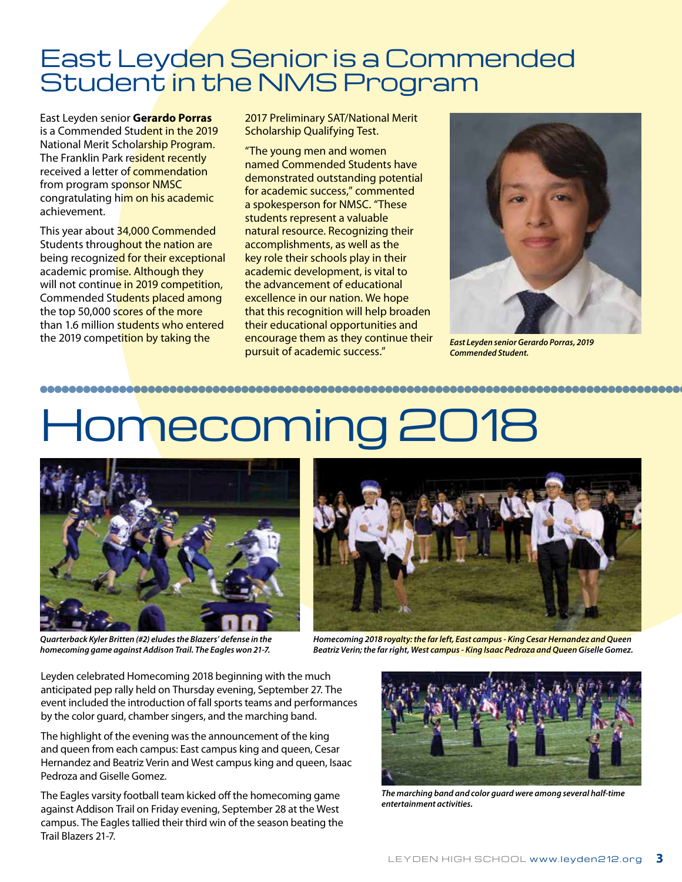# East Leyden Senior is a Commended Student in the NMS Program

East Leyden senior **Gerardo Porras** is a Commended Student in the 2019 National Merit Scholarship Program. The Franklin Park resident recently received a letter of commendation from program sponsor NMSC congratulating him on his academic achievement.

This year about 34,000 Commended Students throughout the nation are being recognized for their exceptional academic promise. Although they will not continue in 2019 competition, Commended Students placed among the top 50,000 scores of the more than 1.6 million students who entered the 2019 competition by taking the 2017 Preliminary SAT/National Merit Scholarship Qualifying Test.

"The young men and women named Commended Students have demonstrated outstanding potential for academic success," commented a spokesperson for NMSC. "These students represent a valuable natural resource. Recognizing their accomplishments, as well as the key role their schools play in their academic development, is vital to the advancement of educational excellence in our nation. We hope that this recognition will help broaden their educational opportunities and encourage them as they continue their pursuit of academic success."

*East Leyden senior Gerardo Porras, 2019 Commended Student.*

# Homecoming 2018

*Quarterback Kyler Britten (#2) eludes the Blazers' defense in the homecoming game against Addison Trail. The Eagles won 21-7.*

*Homecoming 2018 royalty: the far left, East campus - King Cesar Hernandez and Queen Beatriz Verin; the far right, West campus - King Isaac Pedroza and Queen Giselle Gomez.*

Leyden celebrated Homecoming 2018 beginning with the much anticipated pep rally held on Thursday evening, September 27. The event included the introduction of fall sports teams and performances by the color guard, chamber singers, and the marching band.

The highlight of the evening was the announcement of the king and queen from each campus: East campus king and queen, Cesar Hernandez and Beatriz Verin and West campus king and queen, Isaac Pedroza and Giselle Gomez.

The Eagles varsity football team kicked off the homecoming game against Addison Trail on Friday evening, September 28 at the West campus. The Eagles tallied their third win of the season beating the Trail Blazers 21-7.

*The marching band and color guard were among several half-time entertainment activities.*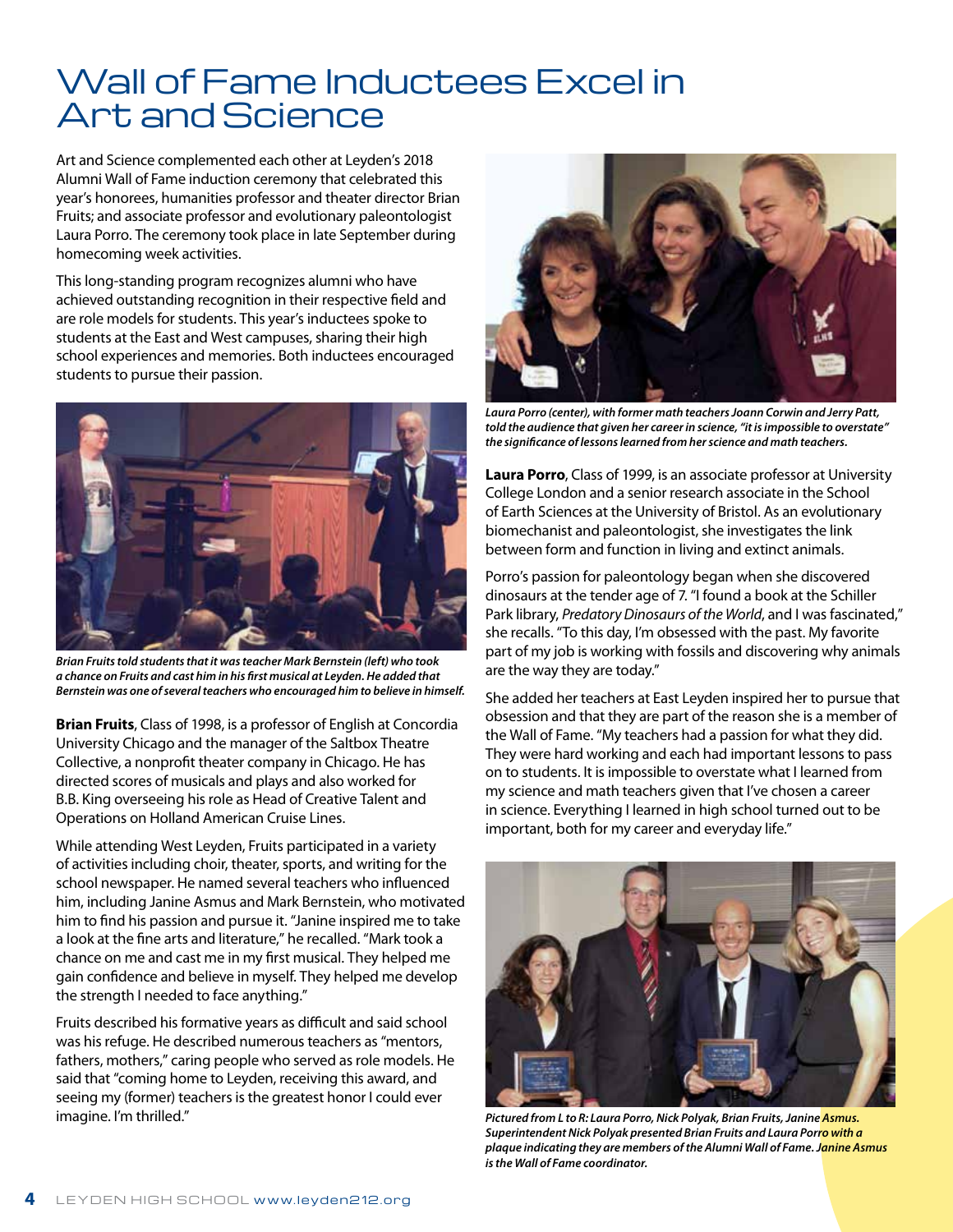# Wall of Fame Inductees Excel in Art and Science

Art and Science complemented each other at Leyden's 2018 Alumni Wall of Fame induction ceremony that celebrated this year's honorees, humanities professor and theater director Brian Fruits; and associate professor and evolutionary paleontologist Laura Porro. The ceremony took place in late September during homecoming week activities.

This long-standing program recognizes alumni who have achieved outstanding recognition in their respective field and are role models for students. This year's inductees spoke to students at the East and West campuses, sharing their high school experiences and memories. Both inductees encouraged students to pursue their passion.

*Brian Fruits told students that it was teacher Mark Bernstein (left) who took a chance on Fruits and cast him in his first musical at Leyden. He added that Bernstein was one of several teachers who encouraged him to believe in himself.*

**Brian Fruits**, Class of 1998, is a professor of English at Concordia University Chicago and the manager of the Saltbox Theatre Collective, a nonprofit theater company in Chicago. He has directed scores of musicals and plays and also worked for B.B. King overseeing his role as Head of Creative Talent and Operations on Holland American Cruise Lines.

While attending West Leyden, Fruits participated in a variety of activities including choir, theater, sports, and writing for the school newspaper. He named several teachers who influenced him, including Janine Asmus and Mark Bernstein, who motivated him to find his passion and pursue it. "Janine inspired me to take a look at the fine arts and literature," he recalled. "Mark took a chance on me and cast me in my first musical. They helped me gain confidence and believe in myself. They helped me develop the strength I needed to face anything."

Fruits described his formative years as difficult and said school was his refuge. He described numerous teachers as "mentors, fathers, mothers," caring people who served as role models. He said that "coming home to Leyden, receiving this award, and seeing my (former) teachers is the greatest honor I could ever imagine. I'm thrilled."

*Laura Porro (center), with former math teachers Joann Corwin and Jerry Patt, told the audience that given her career in science, "it is impossible to overstate" the significance of lessons learned from her science and math teachers.*

**Laura Porro**, Class of 1999, is an associate professor at University College London and a senior research associate in the School of Earth Sciences at the University of Bristol. As an evolutionary biomechanist and paleontologist, she investigates the link between form and function in living and extinct animals.

Porro's passion for paleontology began when she discovered dinosaurs at the tender age of 7. "I found a book at the Schiller Park library, *Predatory Dinosaurs of the World*, and I was fascinated," she recalls. "To this day, I'm obsessed with the past. My favorite part of my job is working with fossils and discovering why animals are the way they are today."

She added her teachers at East Leyden inspired her to pursue that obsession and that they are part of the reason she is a member of the Wall of Fame. "My teachers had a passion for what they did. They were hard working and each had important lessons to pass on to students. It is impossible to overstate what I learned from my science and math teachers given that I've chosen a career in science. Everything I learned in high school turned out to be important, both for my career and everyday life."

*Pictured from L to R: Laura Porro, Nick Polyak, Brian Fruits, Janine Asmus. Superintendent Nick Polyak presented Brian Fruits and Laura Porro with a plaque indicating they are members of the Alumni Wall of Fame. Janine Asmus is the Wall of Fame coordinator.*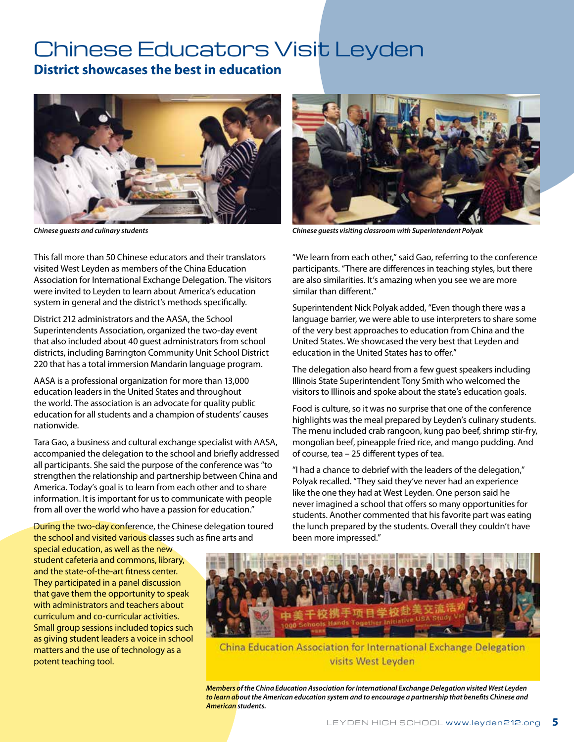# Chinese Educators Visit Leyden

## District showcases the best in education

*Chinese guests and culinary students*

*Chinese guests visiting classroom with Superintendent Polyak*

This fall more than 50 Chinese educators and their translators visited West Leyden as members of the China Education Association for International Exchange Delegation. The visitors were invited to Leyden to learn about America's education system in general and the district's methods specifically.

District 212 administrators and the AASA, the School Superintendents Association, organized the two-day event that also included about 40 guest administrators from school districts, including Barrington Community Unit School District 220 that has a total immersion Mandarin language program.

AASA is a professional organization for more than 13,000 education leaders in the United States and throughout the world. The association is an advocate for quality public education for all students and a champion of students' causes nationwide.

Tara Gao, a business and cultural exchange specialist with AASA, accompanied the delegation to the school and briefly addressed all participants. She said the purpose of the conference was "to strengthen the relationship and partnership between China and America. Today's goal is to learn from each other and to share information. It is important for us to communicate with people from all over the world who have a passion for education."

During the two-day conference, the Chinese delegation toured the school and visited various classes such as fine arts and special education, as well as the new student cafeteria and commons, library, and the state-of-the-art fitness center. They participated in a panel discussion that gave them the opportunity to speak with administrators and teachers about curriculum and co-curricular activities. Small group sessions included topics such as giving student leaders a voice in school matters and the use of technology as a potent teaching tool.

"We learn from each other," said Gao, referring to the conference participants. "There are differences in teaching styles, but there are also similarities. It's amazing when you see we are more similar than different."

Superintendent Nick Polyak added, "Even though there was a language barrier, we were able to use interpreters to share some of the very best approaches to education from China and the United States. We showcased the very best that Leyden and education in the United States has to offer."

The delegation also heard from a few guest speakers including Illinois State Superintendent Tony Smith who welcomed the visitors to Illinois and spoke about the state's education goals.

Food is culture, so it was no surprise that one of the conference highlights was the meal prepared by Leyden's culinary students. The menu included crab rangoon, kung pao beef, shrimp stir-fry, mongolian beef, pineapple fried rice, and mango pudding. And of course, tea – 25 different types of tea.

"I had a chance to debrief with the leaders of the delegation," Polyak recalled. "They said they've never had an experience like the one they had at West Leyden. One person said he never imagined a school that offers so many opportunities for students. Another commented that his favorite part was eating the lunch prepared by the students. Overall they couldn't have been more impressed."

China Education Association for International Exchange Delegation visits West Leyden

*Members of the China Education Association for International Exchange Delegation visited West Leyden to learn about the American education system and to encourage a partnership that benefits Chinese and American students.*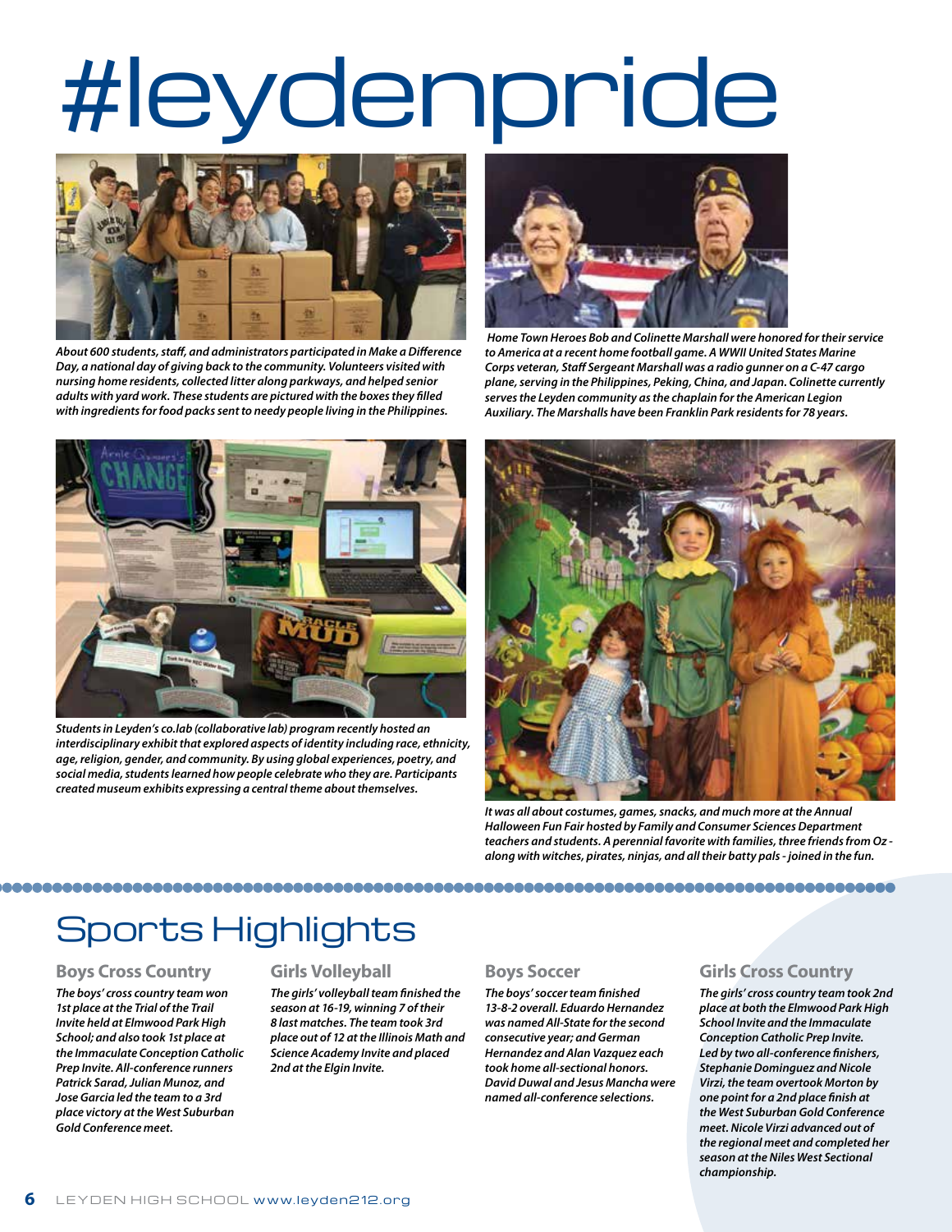# #leydenpride

*About 600 students, staff, and administrators participated in Make a Difference Day, a national day of giving back to the community. Volunteers visited with nursing home residents, collected litter along parkways, and helped senior adults with yard work. These students are pictured with the boxes they filled with ingredients for food packs sent to needy people living in the Philippines.*

*Home Town Heroes Bob and Colinette Marshall were honored for their service to America at a recent home football game. A WWII United States Marine Corps veteran, Staff Sergeant Marshall was a radio gunner on a C-47 cargo plane, serving in the Philippines, Peking, China, and Japan. Colinette currently serves the Leyden community as the chaplain for the American Legion Auxiliary. The Marshalls have been Franklin Park residents for 78 years.*

*Students in Leyden's co.lab (collaborative lab) program recently hosted an interdisciplinary exhibit that explored aspects of identity including race, ethnicity, age, religion, gender, and community. By using global experiences, poetry, and social media, students learned how people celebrate who they are. Participants created museum exhibits expressing a central theme about themselves.*

*It was all about costumes, games, snacks, and much more at the Annual Halloween Fun Fair hosted by Family and Consumer Sciences Department teachers and students. A perennial favorite with families, three friends from Oz - along with witches, pirates, ninjas, and all their batty pals - joined in the fun.*

## Sports Highlights

### Boys Cross Country

*The boys' cross country team won 1st place at the Trial of the Trail Invite held at Elmwood Park High School; and also took 1st place at the Immaculate Conception Catholic Prep Invite. All-conference runners Patrick Sarad, Julian Munoz, and Jose Garcia led the team to a 3rd place victory at the West Suburban Gold Conference meet.*

### Girls Volleyball

*The girls' volleyball team finished the season at 16-19, winning 7 of their 8 last matches. The team took 3rd place out of 12 at the Illinois Math and Science Academy Invite and placed 2nd at the Elgin Invite.*

### Boys Soccer

*The boys' soccer team finished 13-8-2 overall. Eduardo Hernandez was named All-State for the second consecutive year; and German Hernandez and Alan Vazquez each took home all-sectional honors. David Duwal and Jesus Mancha were named all-conference selections.*

### Girls Cross Country

*The girls' cross country team took 2nd place at both the Elmwood Park High School Invite and the Immaculate Conception Catholic Prep Invite. Led by two all-conference finishers, Stephanie Dominguez and Nicole Virzi, the team overtook Morton by one point for a 2nd place finish at the West Suburban Gold Conference meet. Nicole Virzi advanced out of the regional meet and completed her season at the Niles West Sectional championship.*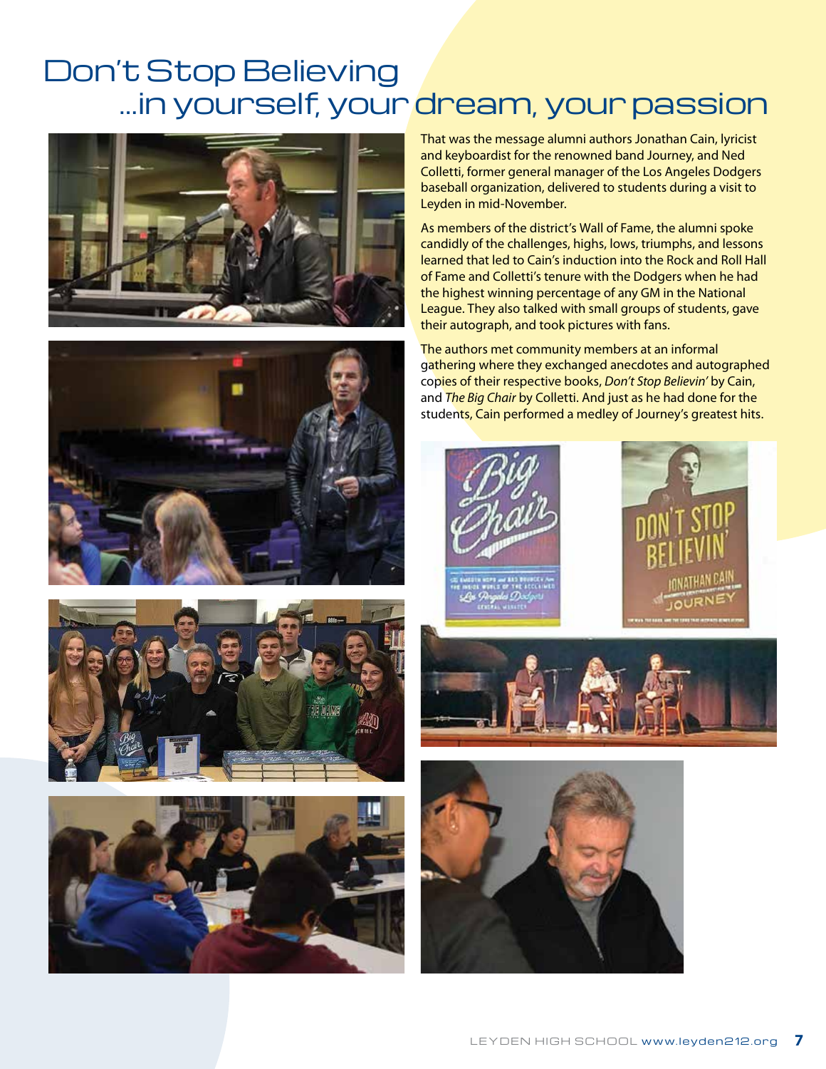# Don't Stop Believing
## ...in yourself, your dream, your passion

That was the message alumni authors Jonathan Cain, lyricist and keyboardist for the renowned band Journey, and Ned Colletti, former general manager of the Los Angeles Dodgers baseball organization, delivered to students during a visit to Leyden in mid-November.

As members of the district's Wall of Fame, the alumni spoke candidly of the challenges, highs, lows, triumphs, and lessons learned that led to Cain's induction into the Rock and Roll Hall of Fame and Colletti's tenure with the Dodgers when he had the highest winning percentage of any GM in the National League. They also talked with small groups of students, gave their autograph, and took pictures with fans.

The authors met community members at an informal gathering where they exchanged anecdotes and autographed copies of their respective books, *Don't Stop Believin'* by Cain, and *The Big Chair* by Colletti. And just as he had done for the students, Cain performed a medley of Journey's greatest hits.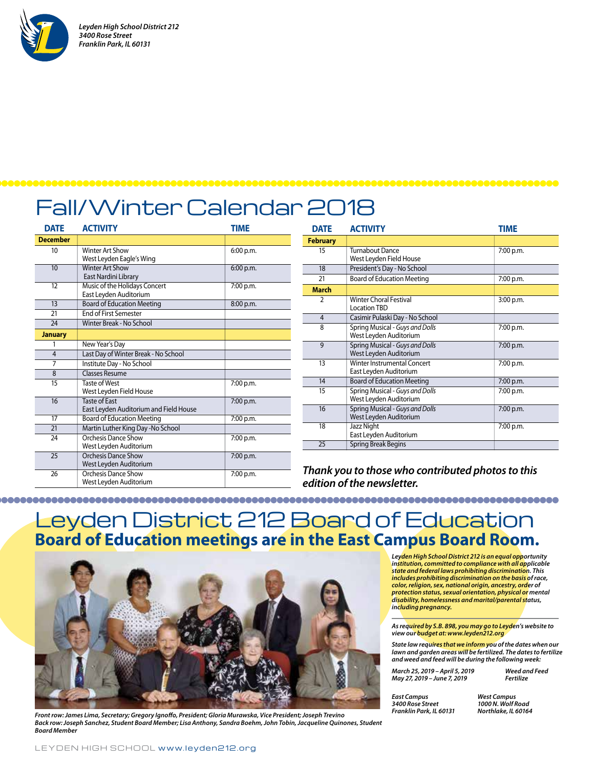*Leyden High School District 212*
*3400 Rose Street*
*Franklin Park, IL 60131*

# Fall/Winter Calendar 2018

| DATE | ACTIVITY | TIME |
|---|---|---|
| **December** | | |
| 10 | Winter Art Show<br>West Leyden Eagle's Wing | 6:00 p.m. |
| 10 | Winter Art Show<br>East Nardini Library | 6:00 p.m. |
| 12 | Music of the Holidays Concert<br>East Leyden Auditorium | 7:00 p.m. |
| 13 | Board of Education Meeting | 8:00 p.m. |
| 21 | End of First Semester | |
| 24 | Winter Break - No School | |
| **January** | | |
| 1 | New Year's Day | |
| 4 | Last Day of Winter Break - No School | |
| 7 | Institute Day - No School | |
| 8 | Classes Resume | |
| 15 | Taste of West<br>West Leyden Field House | 7:00 p.m. |
| 16 | Taste of East<br>East Leyden Auditorium and Field House | 7:00 p.m. |
| 17 | Board of Education Meeting | 7:00 p.m. |
| 21 | Martin Luther King Day -No School | |
| 24 | Orchesis Dance Show<br>West Leyden Auditorium | 7:00 p.m. |
| 25 | Orchesis Dance Show<br>West Leyden Auditorium | 7:00 p.m. |
| 26 | Orchesis Dance Show<br>West Leyden Auditorium | 7:00 p.m. |
| **February** | | |
| 15 | Turnabout Dance<br>West Leyden Field House | 7:00 p.m. |
| 18 | President's Day - No School | |
| 21 | Board of Education Meeting | 7:00 p.m. |
| **March** | | |
| 2 | Winter Choral Festival<br>Location TBD | 3:00 p.m. |
| 4 | Casimir Pulaski Day - No School | |
| 8 | Spring Musical - *Guys and Dolls*<br>West Leyden Auditorium | 7:00 p.m. |
| 9 | Spring Musical - *Guys and Dolls*<br>West Leyden Auditorium | 7:00 p.m. |
| 13 | Winter Instrumental Concert<br>East Leyden Auditorium | 7:00 p.m. |
| 14 | Board of Education Meeting | 7:00 p.m. |
| 15 | Spring Musical - *Guys and Dolls*<br>West Leyden Auditorium | 7:00 p.m. |
| 16 | Spring Musical - *Guys and Dolls*<br>West Leyden Auditorium | 7:00 p.m. |
| 18 | Jazz Night<br>East Leyden Auditorium | 7:00 p.m. |
| 25 | Spring Break Begins | |

***Thank you to those who contributed photos to this edition of the newsletter.***

# Leyden District 212 Board of Education

## Board of Education meetings are in the East Campus Board Room.

*Front row: James Lima, Secretary; Gregory Ignoffo, President; Gloria Murawska, Vice President; Joseph Trevino*
*Back row: Joseph Sanchez, Student Board Member; Lisa Anthony, Sandra Boehm, John Tobin, Jacqueline Quinones, Student Board Member*

***Leyden High School District 212 is an equal opportunity institution, committed to compliance with all applicable state and federal laws prohibiting discrimination. This includes prohibiting discrimination on the basis of race, color, religion, sex, national origin, ancestry, order of protection status, sexual orientation, physical or mental disability, homelessness and marital/parental status, including pregnancy.***

***As required by S.B. 898, you may go to Leyden's website to view our budget at: www.leyden212.org***

***State law requires that we inform you of the dates when our lawn and garden areas will be fertilized. The dates to fertilize and weed and feed will be during the following week:***

| | |
|---|---|
| *March 25, 2019 – April 5, 2019* | *Weed and Feed* |
| *May 27, 2019 – June 7, 2019* | *Fertilize* |

| | |
|---|---|
| *East Campus*<br>*3400 Rose Street*<br>*Franklin Park, IL 60131* | *West Campus*<br>*1000 N. Wolf Road*<br>*Northlake, IL 60164* |

LEYDEN HIGH SCHOOL www.leyden212.org